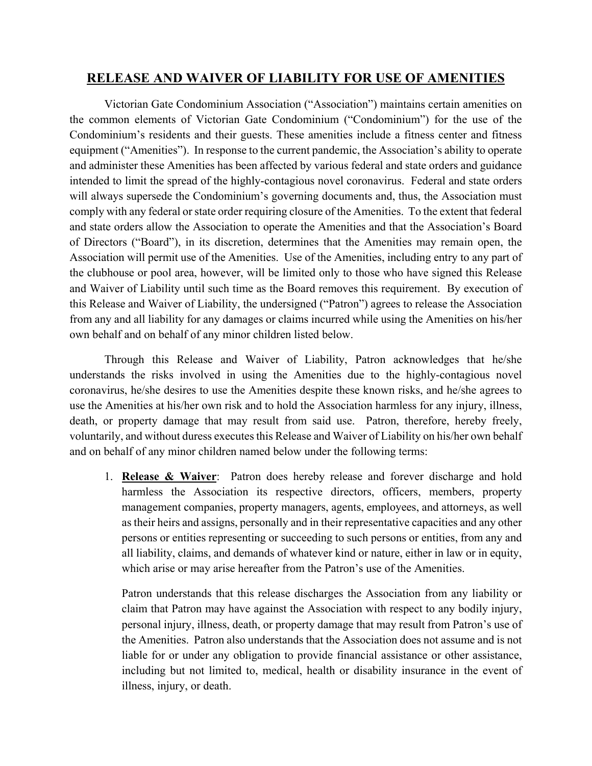# RELEASE AND WAIVER OF LIABILITY FOR USE OF AMENITIES

Victorian Gate Condominium Association ("Association") maintains certain amenities on the common elements of Victorian Gate Condominium ("Condominium") for the use of the Condominium's residents and their guests. These amenities include a fitness center and fitness equipment ("Amenities"). In response to the current pandemic, the Association's ability to operate and administer these Amenities has been affected by various federal and state orders and guidance intended to limit the spread of the highly-contagious novel coronavirus. Federal and state orders will always supersede the Condominium's governing documents and, thus, the Association must comply with any federal or state order requiring closure of the Amenities. To the extent that federal and state orders allow the Association to operate the Amenities and that the Association's Board of Directors ("Board"), in its discretion, determines that the Amenities may remain open, the Association will permit use of the Amenities. Use of the Amenities, including entry to any part of the clubhouse or pool area, however, will be limited only to those who have signed this Release and Waiver of Liability until such time as the Board removes this requirement. By execution of this Release and Waiver of Liability, the undersigned ("Patron") agrees to release the Association from any and all liability for any damages or claims incurred while using the Amenities on his/her own behalf and on behalf of any minor children listed below.

Through this Release and Waiver of Liability, Patron acknowledges that he/she understands the risks involved in using the Amenities due to the highly-contagious novel coronavirus, he/she desires to use the Amenities despite these known risks, and he/she agrees to use the Amenities at his/her own risk and to hold the Association harmless for any injury, illness, death, or property damage that may result from said use. Patron, therefore, hereby freely, voluntarily, and without duress executes this Release and Waiver of Liability on his/her own behalf and on behalf of any minor children named below under the following terms:

1. **<u>Release & Waiver</u>**: Patron does hereby release and forever discharge and hold harmless the Association its respective directors, officers, members, property management companies, property managers, agents, employees, and attorneys, as well as their heirs and assigns, personally and in their representative capacities and any other persons or entities representing or succeeding to such persons or entities, from any and all liability, claims, and demands of whatever kind or nature, either in law or in equity, which arise or may arise hereafter from the Patron's use of the Amenities.

   Patron understands that this release discharges the Association from any liability or claim that Patron may have against the Association with respect to any bodily injury, personal injury, illness, death, or property damage that may result from Patron's use of the Amenities. Patron also understands that the Association does not assume and is not liable for or under any obligation to provide financial assistance or other assistance, including but not limited to, medical, health or disability insurance in the event of illness, injury, or death.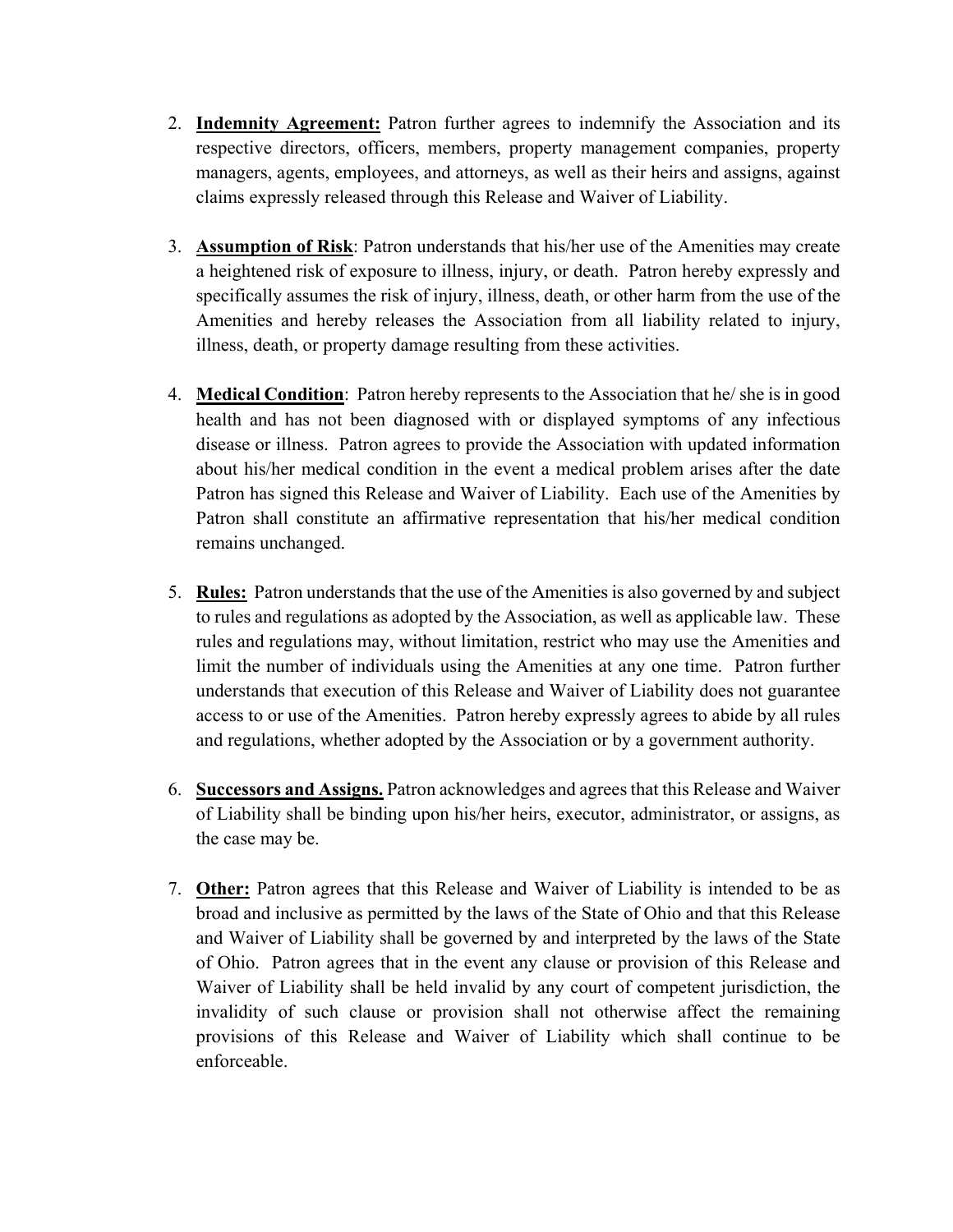2. **Indemnity Agreement:** Patron further agrees to indemnify the Association and its respective directors, officers, members, property management companies, property managers, agents, employees, and attorneys, as well as their heirs and assigns, against claims expressly released through this Release and Waiver of Liability.

3. **Assumption of Risk**: Patron understands that his/her use of the Amenities may create a heightened risk of exposure to illness, injury, or death. Patron hereby expressly and specifically assumes the risk of injury, illness, death, or other harm from the use of the Amenities and hereby releases the Association from all liability related to injury, illness, death, or property damage resulting from these activities.

4. **Medical Condition**: Patron hereby represents to the Association that he/ she is in good health and has not been diagnosed with or displayed symptoms of any infectious disease or illness. Patron agrees to provide the Association with updated information about his/her medical condition in the event a medical problem arises after the date Patron has signed this Release and Waiver of Liability. Each use of the Amenities by Patron shall constitute an affirmative representation that his/her medical condition remains unchanged.

5. **Rules:** Patron understands that the use of the Amenities is also governed by and subject to rules and regulations as adopted by the Association, as well as applicable law. These rules and regulations may, without limitation, restrict who may use the Amenities and limit the number of individuals using the Amenities at any one time. Patron further understands that execution of this Release and Waiver of Liability does not guarantee access to or use of the Amenities. Patron hereby expressly agrees to abide by all rules and regulations, whether adopted by the Association or by a government authority.

6. **Successors and Assigns.** Patron acknowledges and agrees that this Release and Waiver of Liability shall be binding upon his/her heirs, executor, administrator, or assigns, as the case may be.

7. **Other:** Patron agrees that this Release and Waiver of Liability is intended to be as broad and inclusive as permitted by the laws of the State of Ohio and that this Release and Waiver of Liability shall be governed by and interpreted by the laws of the State of Ohio. Patron agrees that in the event any clause or provision of this Release and Waiver of Liability shall be held invalid by any court of competent jurisdiction, the invalidity of such clause or provision shall not otherwise affect the remaining provisions of this Release and Waiver of Liability which shall continue to be enforceable.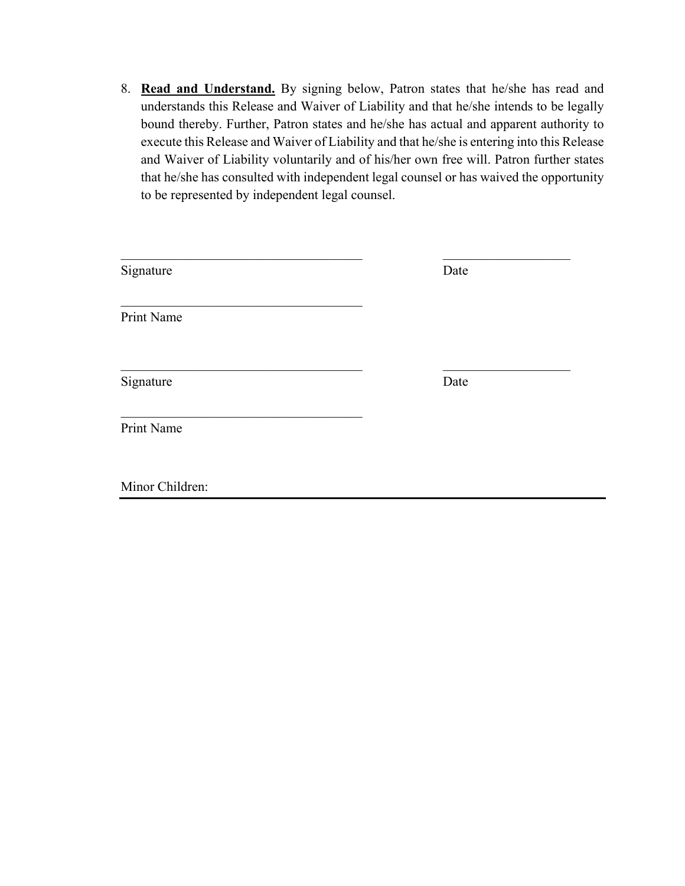8. **Read and Understand.** By signing below, Patron states that he/she has read and understands this Release and Waiver of Liability and that he/she intends to be legally bound thereby. Further, Patron states and he/she has actual and apparent authority to execute this Release and Waiver of Liability and that he/she is entering into this Release and Waiver of Liability voluntarily and of his/her own free will. Patron further states that he/she has consulted with independent legal counsel or has waived the opportunity to be represented by independent legal counsel.

___________________________________ ___________________

Signature Date

___________________________________

Print Name

___________________________________ ___________________

Signature Date

___________________________________

Print Name

Minor Children: ___________________________________________________________